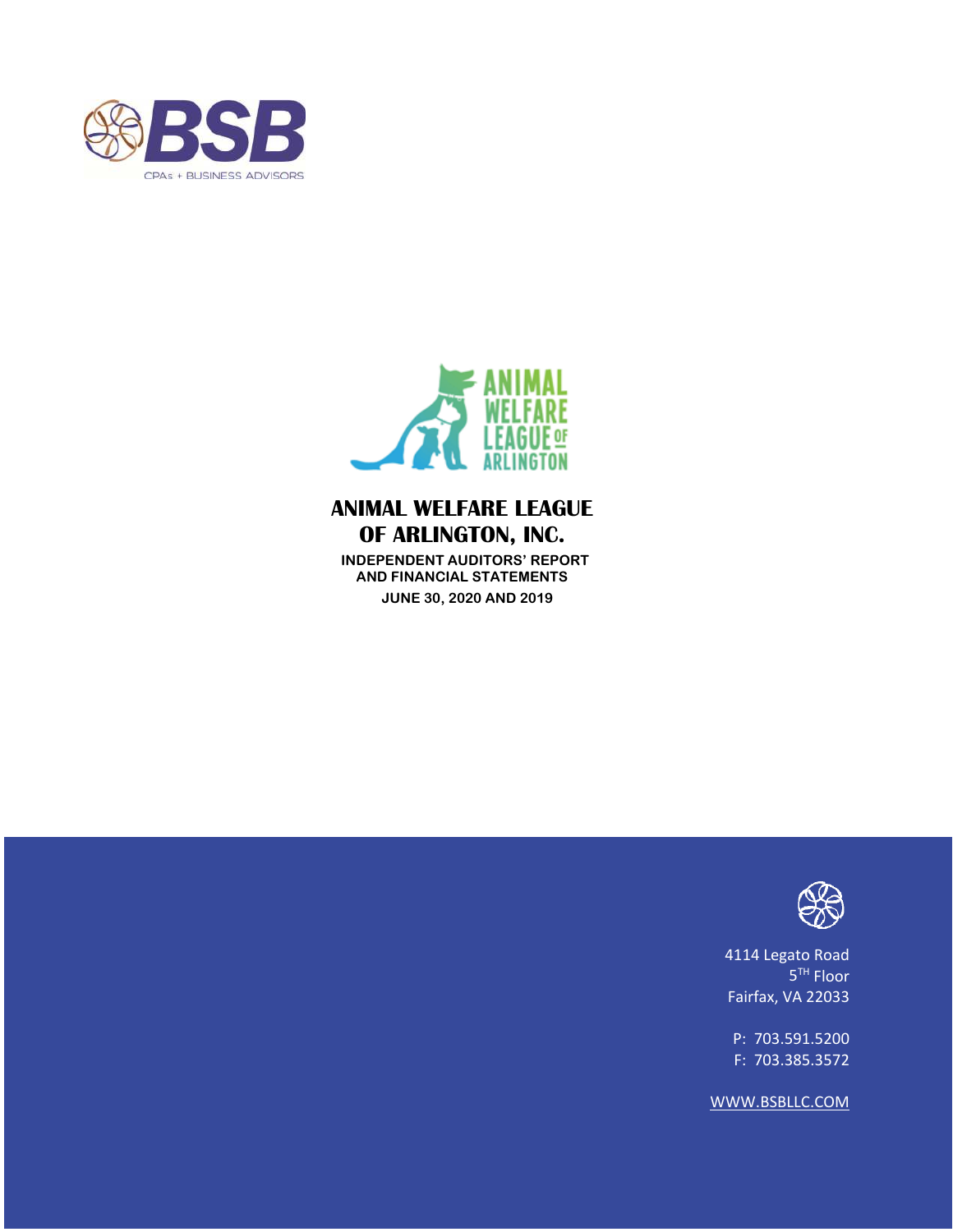BSB

CPAs + BUSINESS ADVISORS

ANIMAL WELFARE LEAGUE OF ARLINGTON

# ANIMAL WELFARE LEAGUE OF ARLINGTON, INC.

**INDEPENDENT AUDITORS' REPORT AND FINANCIAL STATEMENTS**

**JUNE 30, 2020 AND 2019**

4114 Legato Road
5TH Floor
Fairfax, VA 22033

P: 703.591.5200
F: 703.385.3572

WWW.BSBLLC.COM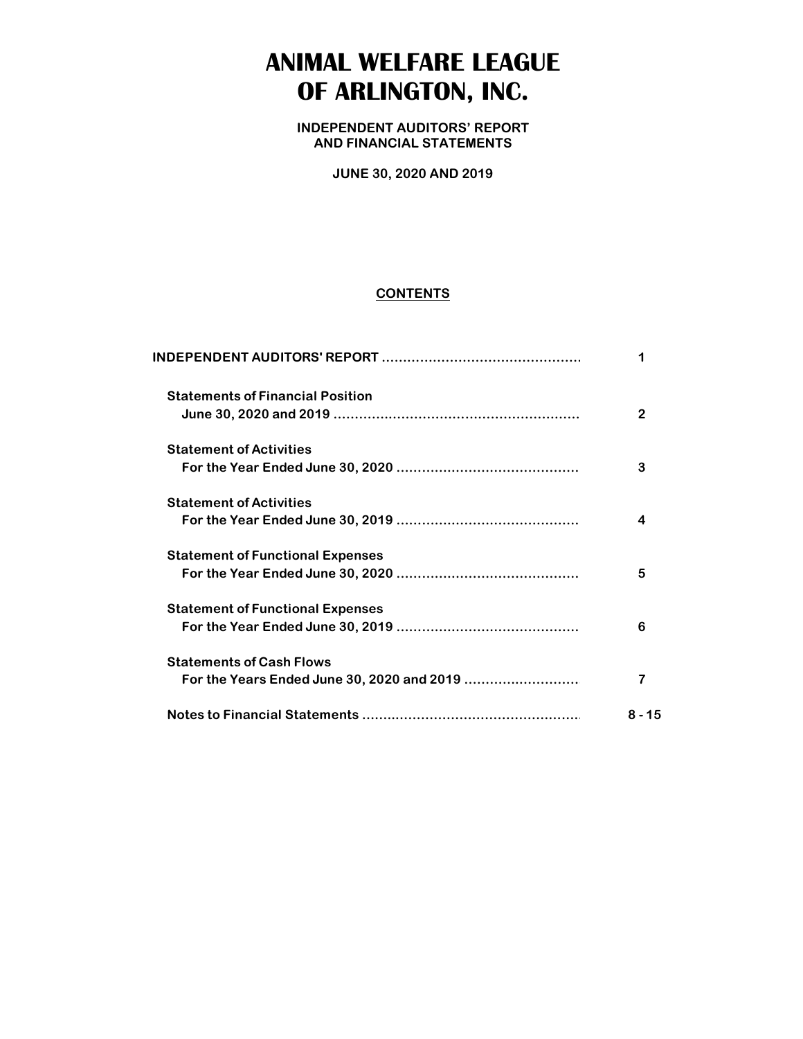# ANIMAL WELFARE LEAGUE OF ARLINGTON, INC.

**INDEPENDENT AUDITORS' REPORT AND FINANCIAL STATEMENTS**

**JUNE 30, 2020 AND 2019**

## CONTENTS

| | |
|---|---|
| **INDEPENDENT AUDITORS' REPORT** | **1** |
| **Statements of Financial Position** June 30, 2020 and 2019 | **2** |
| **Statement of Activities** For the Year Ended June 30, 2020 | **3** |
| **Statement of Activities** For the Year Ended June 30, 2019 | **4** |
| **Statement of Functional Expenses** For the Year Ended June 30, 2020 | **5** |
| **Statement of Functional Expenses** For the Year Ended June 30, 2019 | **6** |
| **Statements of Cash Flows** For the Years Ended June 30, 2020 and 2019 | **7** |
| **Notes to Financial Statements** | **8 - 15** |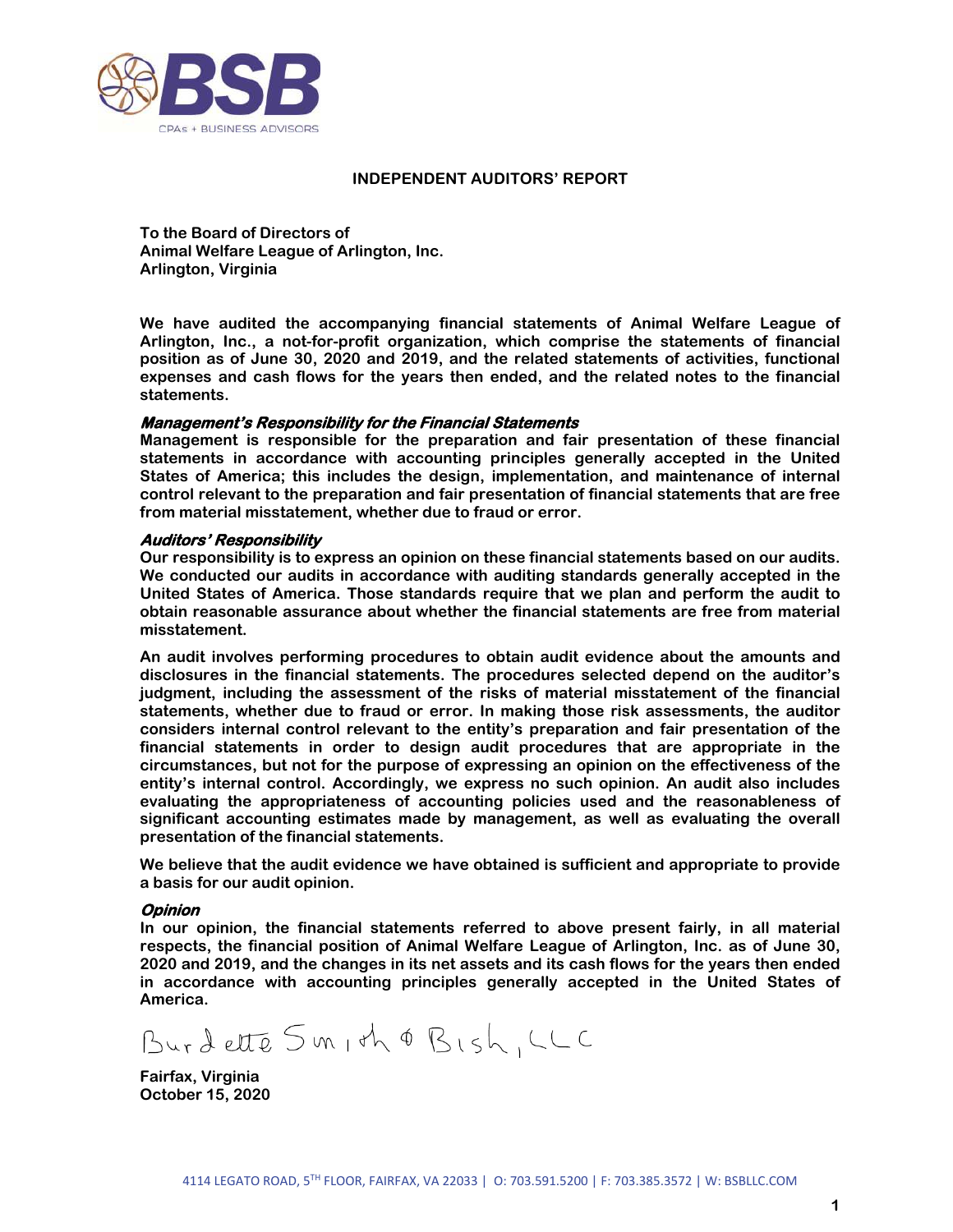# INDEPENDENT AUDITORS' REPORT

**To the Board of Directors of**
**Animal Welfare League of Arlington, Inc.**
**Arlington, Virginia**

We have audited the accompanying financial statements of Animal Welfare League of Arlington, Inc., a not-for-profit organization, which comprise the statements of financial position as of June 30, 2020 and 2019, and the related statements of activities, functional expenses and cash flows for the years then ended, and the related notes to the financial statements.

### *Management's Responsibility for the Financial Statements*

Management is responsible for the preparation and fair presentation of these financial statements in accordance with accounting principles generally accepted in the United States of America; this includes the design, implementation, and maintenance of internal control relevant to the preparation and fair presentation of financial statements that are free from material misstatement, whether due to fraud or error.

### *Auditors' Responsibility*

Our responsibility is to express an opinion on these financial statements based on our audits. We conducted our audits in accordance with auditing standards generally accepted in the United States of America. Those standards require that we plan and perform the audit to obtain reasonable assurance about whether the financial statements are free from material misstatement.

An audit involves performing procedures to obtain audit evidence about the amounts and disclosures in the financial statements. The procedures selected depend on the auditor's judgment, including the assessment of the risks of material misstatement of the financial statements, whether due to fraud or error. In making those risk assessments, the auditor considers internal control relevant to the entity's preparation and fair presentation of the financial statements in order to design audit procedures that are appropriate in the circumstances, but not for the purpose of expressing an opinion on the effectiveness of the entity's internal control. Accordingly, we express no such opinion. An audit also includes evaluating the appropriateness of accounting policies used and the reasonableness of significant accounting estimates made by management, as well as evaluating the overall presentation of the financial statements.

We believe that the audit evidence we have obtained is sufficient and appropriate to provide a basis for our audit opinion.

### *Opinion*

In our opinion, the financial statements referred to above present fairly, in all material respects, the financial position of Animal Welfare League of Arlington, Inc. as of June 30, 2020 and 2019, and the changes in its net assets and its cash flows for the years then ended in accordance with accounting principles generally accepted in the United States of America.

Burdette Smith & Bish, LLC

**Fairfax, Virginia**
**October 15, 2020**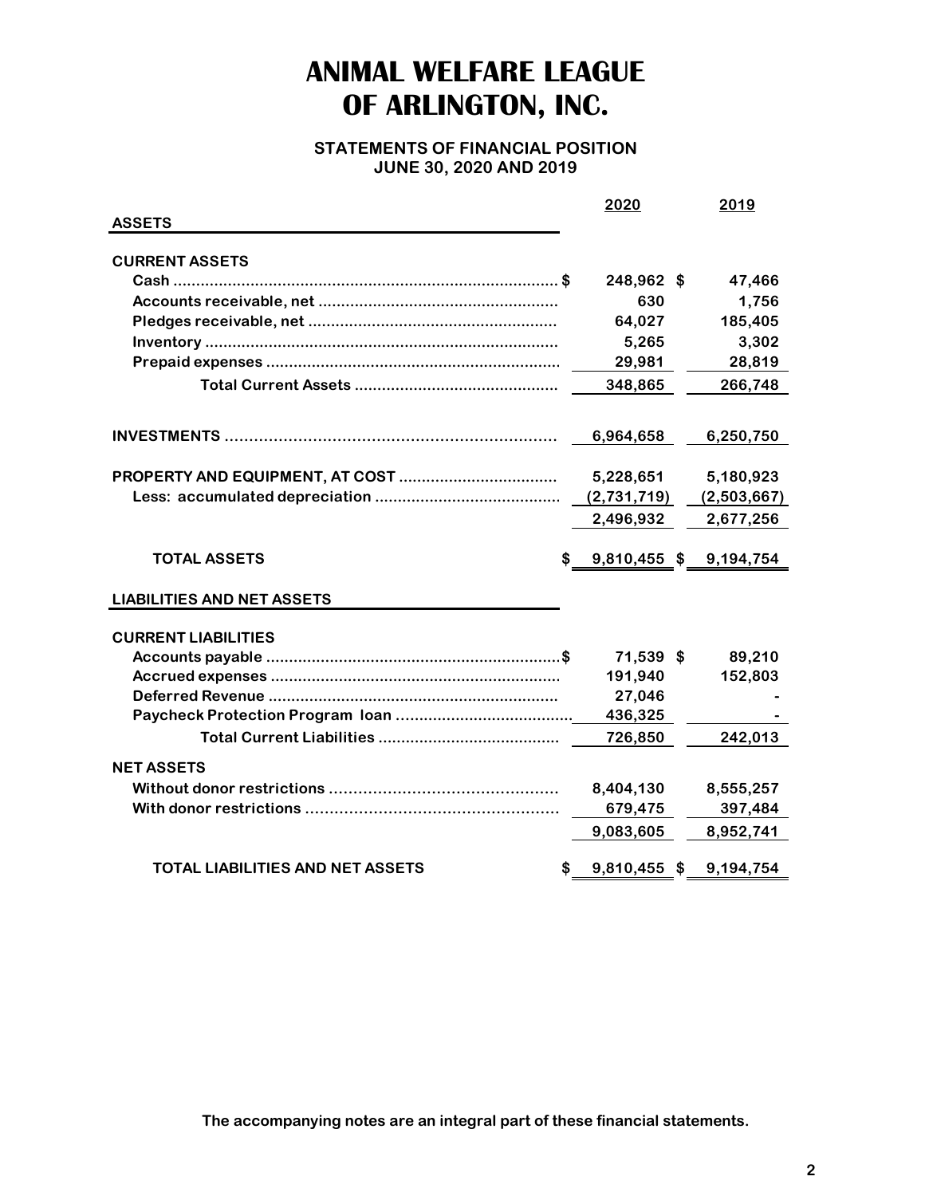# ANIMAL WELFARE LEAGUE OF ARLINGTON, INC.

## STATEMENTS OF FINANCIAL POSITION
## JUNE 30, 2020 AND 2019

| | 2020 | 2019 |
|---|---|---|
| **ASSETS** | | |
| **CURRENT ASSETS** | | |
| Cash | $ 248,962 | $ 47,466 |
| Accounts receivable, net | 630 | 1,756 |
| Pledges receivable, net | 64,027 | 185,405 |
| Inventory | 5,265 | 3,302 |
| Prepaid expenses | 29,981 | 28,819 |
| Total Current Assets | 348,865 | 266,748 |
| **INVESTMENTS** | 6,964,658 | 6,250,750 |
| **PROPERTY AND EQUIPMENT, AT COST** | 5,228,651 | 5,180,923 |
| Less: accumulated depreciation | (2,731,719) | (2,503,667) |
| | 2,496,932 | 2,677,256 |
| **TOTAL ASSETS** | $ 9,810,455 | $ 9,194,754 |
| **LIABILITIES AND NET ASSETS** | | |
| **CURRENT LIABILITIES** | | |
| Accounts payable | $ 71,539 | $ 89,210 |
| Accrued expenses | 191,940 | 152,803 |
| Deferred Revenue | 27,046 | - |
| Paycheck Protection Program loan | 436,325 | - |
| Total Current Liabilities | 726,850 | 242,013 |
| **NET ASSETS** | | |
| Without donor restrictions | 8,404,130 | 8,555,257 |
| With donor restrictions | 679,475 | 397,484 |
| | 9,083,605 | 8,952,741 |
| **TOTAL LIABILITIES AND NET ASSETS** | $ 9,810,455 | $ 9,194,754 |

**The accompanying notes are an integral part of these financial statements.**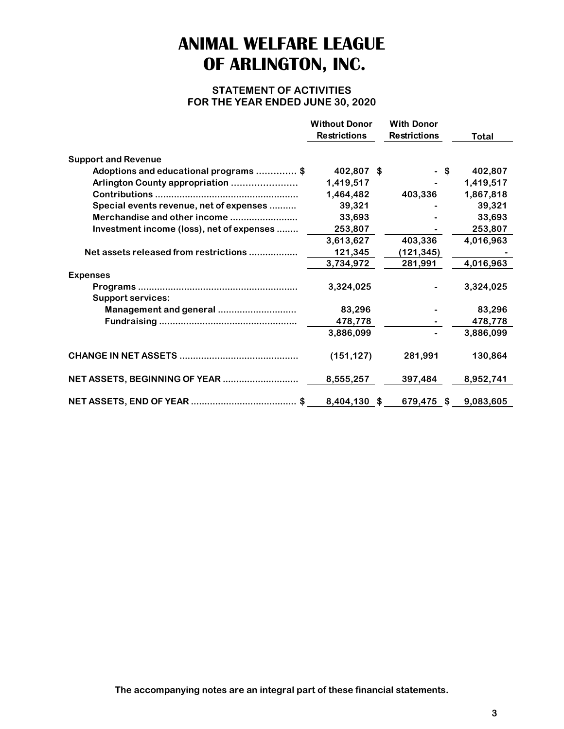# ANIMAL WELFARE LEAGUE OF ARLINGTON, INC.

## STATEMENT OF ACTIVITIES
## FOR THE YEAR ENDED JUNE 30, 2020

| | Without Donor Restrictions | With Donor Restrictions | Total |
|---|---|---|---|
| **Support and Revenue** | | | |
| Adoptions and educational programs | $ 402,807 | $ - | $ 402,807 |
| Arlington County appropriation | 1,419,517 | - | 1,419,517 |
| Contributions | 1,464,482 | 403,336 | 1,867,818 |
| Special events revenue, net of expenses | 39,321 | - | 39,321 |
| Merchandise and other income | 33,693 | - | 33,693 |
| Investment income (loss), net of expenses | 253,807 | - | 253,807 |
| | 3,613,627 | 403,336 | 4,016,963 |
| Net assets released from restrictions | 121,345 | (121,345) | - |
| | 3,734,972 | 281,991 | 4,016,963 |
| **Expenses** | | | |
| Programs | 3,324,025 | - | 3,324,025 |
| Support services: | | | |
| Management and general | 83,296 | - | 83,296 |
| Fundraising | 478,778 | - | 478,778 |
| | 3,886,099 | - | 3,886,099 |
| **CHANGE IN NET ASSETS** | (151,127) | 281,991 | 130,864 |
| **NET ASSETS, BEGINNING OF YEAR** | 8,555,257 | 397,484 | 8,952,741 |
| **NET ASSETS, END OF YEAR** | $ 8,404,130 | $ 679,475 | $ 9,083,605 |

**The accompanying notes are an integral part of these financial statements.**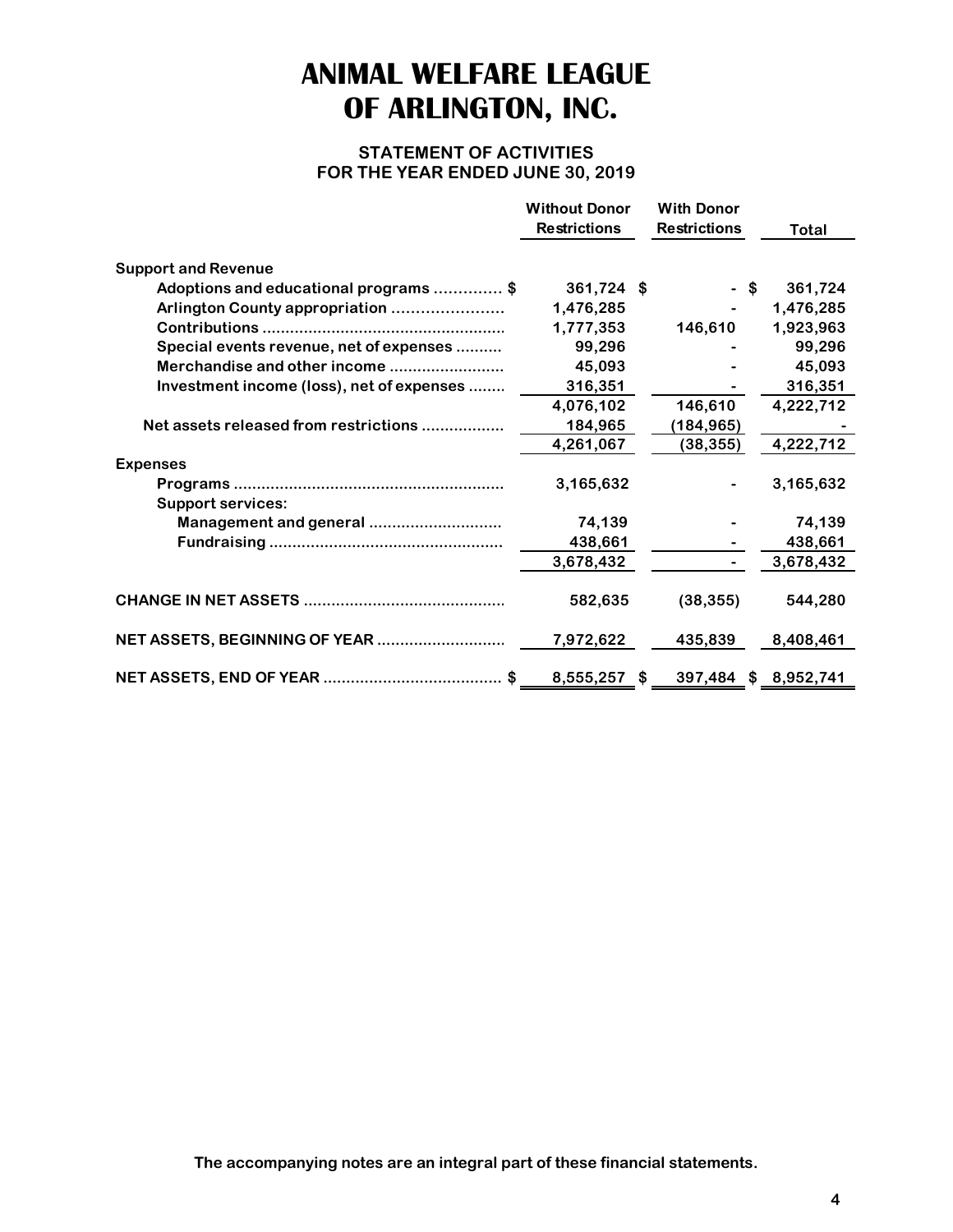# ANIMAL WELFARE LEAGUE OF ARLINGTON, INC.

## STATEMENT OF ACTIVITIES
## FOR THE YEAR ENDED JUNE 30, 2019

| | Without Donor Restrictions | With Donor Restrictions | Total |
|---|---|---|---|
| **Support and Revenue** | | | |
| Adoptions and educational programs | $ 361,724 | $ - | $ 361,724 |
| Arlington County appropriation | 1,476,285 | - | 1,476,285 |
| Contributions | 1,777,353 | 146,610 | 1,923,963 |
| Special events revenue, net of expenses | 99,296 | - | 99,296 |
| Merchandise and other income | 45,093 | - | 45,093 |
| Investment income (loss), net of expenses | 316,351 | - | 316,351 |
| | 4,076,102 | 146,610 | 4,222,712 |
| Net assets released from restrictions | 184,965 | (184,965) | - |
| | 4,261,067 | (38,355) | 4,222,712 |
| **Expenses** | | | |
| Programs | 3,165,632 | - | 3,165,632 |
| Support services: | | | |
| Management and general | 74,139 | - | 74,139 |
| Fundraising | 438,661 | - | 438,661 |
| | 3,678,432 | - | 3,678,432 |
| **CHANGE IN NET ASSETS** | 582,635 | (38,355) | 544,280 |
| **NET ASSETS, BEGINNING OF YEAR** | 7,972,622 | 435,839 | 8,408,461 |
| **NET ASSETS, END OF YEAR** | $ 8,555,257 | $ 397,484 | $ 8,952,741 |

**The accompanying notes are an integral part of these financial statements.**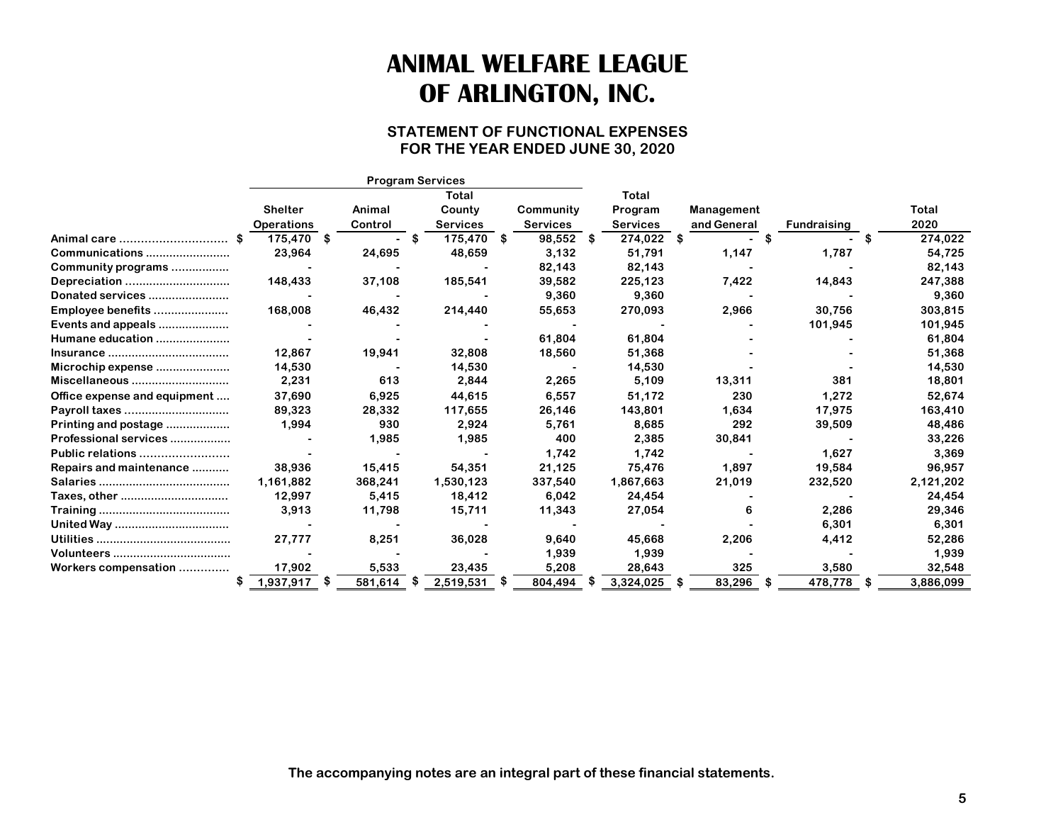# ANIMAL WELFARE LEAGUE OF ARLINGTON, INC.

## STATEMENT OF FUNCTIONAL EXPENSES FOR THE YEAR ENDED JUNE 30, 2020

| | Program Services | | | | | | | |
|---|---|---|---|---|---|---|---|---|
| | Shelter Operations | Animal Control | Total County Services | Community Services | Total Program Services | Management and General | Fundraising | Total 2020 |
| Animal care | $ 175,470 | $ - | $ 175,470 | $ 98,552 | $ 274,022 | $ - | $ - | $ 274,022 |
| Communications | 23,964 | 24,695 | 48,659 | 3,132 | 51,791 | 1,147 | 1,787 | 54,725 |
| Community programs | - | - | - | 82,143 | 82,143 | - | - | 82,143 |
| Depreciation | 148,433 | 37,108 | 185,541 | 39,582 | 225,123 | 7,422 | 14,843 | 247,388 |
| Donated services | - | - | - | 9,360 | 9,360 | - | - | 9,360 |
| Employee benefits | 168,008 | 46,432 | 214,440 | 55,653 | 270,093 | 2,966 | 30,756 | 303,815 |
| Events and appeals | - | - | - | - | - | - | 101,945 | 101,945 |
| Humane education | - | - | - | 61,804 | 61,804 | - | - | 61,804 |
| Insurance | 12,867 | 19,941 | 32,808 | 18,560 | 51,368 | - | - | 51,368 |
| Microchip expense | 14,530 | - | 14,530 | - | 14,530 | - | - | 14,530 |
| Miscellaneous | 2,231 | 613 | 2,844 | 2,265 | 5,109 | 13,311 | 381 | 18,801 |
| Office expense and equipment | 37,690 | 6,925 | 44,615 | 6,557 | 51,172 | 230 | 1,272 | 52,674 |
| Payroll taxes | 89,323 | 28,332 | 117,655 | 26,146 | 143,801 | 1,634 | 17,975 | 163,410 |
| Printing and postage | 1,994 | 930 | 2,924 | 5,761 | 8,685 | 292 | 39,509 | 48,486 |
| Professional services | - | 1,985 | 1,985 | 400 | 2,385 | 30,841 | - | 33,226 |
| Public relations | - | - | - | 1,742 | 1,742 | - | 1,627 | 3,369 |
| Repairs and maintenance | 38,936 | 15,415 | 54,351 | 21,125 | 75,476 | 1,897 | 19,584 | 96,957 |
| Salaries | 1,161,882 | 368,241 | 1,530,123 | 337,540 | 1,867,663 | 21,019 | 232,520 | 2,121,202 |
| Taxes, other | 12,997 | 5,415 | 18,412 | 6,042 | 24,454 | - | - | 24,454 |
| Training | 3,913 | 11,798 | 15,711 | 11,343 | 27,054 | 6 | 2,286 | 29,346 |
| United Way | - | - | - | - | - | - | 6,301 | 6,301 |
| Utilities | 27,777 | 8,251 | 36,028 | 9,640 | 45,668 | 2,206 | 4,412 | 52,286 |
| Volunteers | - | - | - | 1,939 | 1,939 | - | - | 1,939 |
| Workers compensation | 17,902 | 5,533 | 23,435 | 5,208 | 28,643 | 325 | 3,580 | 32,548 |
| | $ 1,937,917 | $ 581,614 | $ 2,519,531 | $ 804,494 | $ 3,324,025 | $ 83,296 | $ 478,778 | $ 3,886,099 |

**The accompanying notes are an integral part of these financial statements.**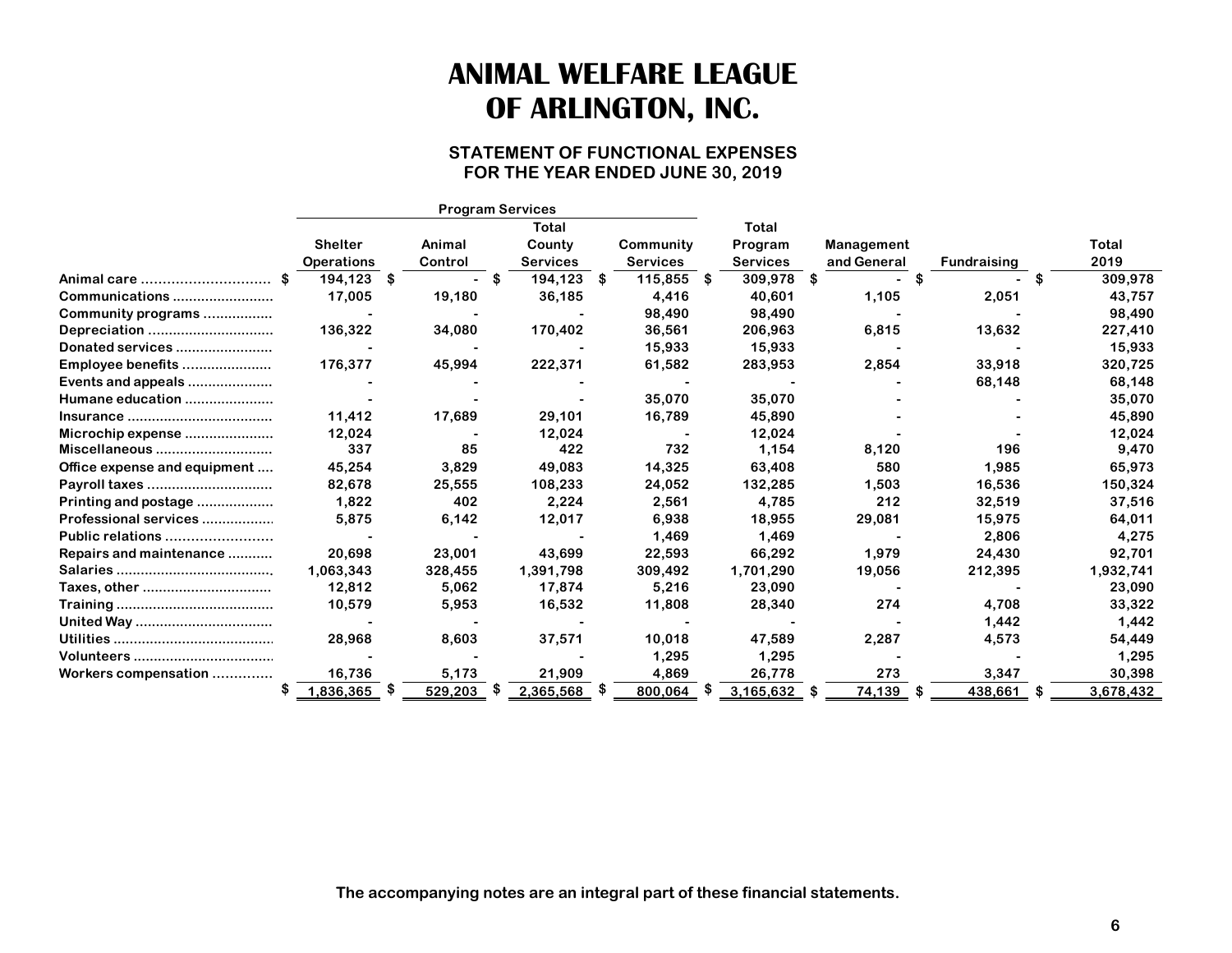# ANIMAL WELFARE LEAGUE OF ARLINGTON, INC.

## STATEMENT OF FUNCTIONAL EXPENSES
## FOR THE YEAR ENDED JUNE 30, 2019

| | Program Services | | | | | | | |
|---|---|---|---|---|---|---|---|---|
| | Shelter Operations | Animal Control | Total County Services | Community Services | Total Program Services | Management and General | Fundraising | Total 2019 |
| Animal care | $ 194,123 | $ - | $ 194,123 | $ 115,855 | $ 309,978 | $ - | $ - | $ 309,978 |
| Communications | 17,005 | 19,180 | 36,185 | 4,416 | 40,601 | 1,105 | 2,051 | 43,757 |
| Community programs | - | - | - | 98,490 | 98,490 | - | - | 98,490 |
| Depreciation | 136,322 | 34,080 | 170,402 | 36,561 | 206,963 | 6,815 | 13,632 | 227,410 |
| Donated services | - | - | - | 15,933 | 15,933 | - | - | 15,933 |
| Employee benefits | 176,377 | 45,994 | 222,371 | 61,582 | 283,953 | 2,854 | 33,918 | 320,725 |
| Events and appeals | - | - | - | - | - | - | 68,148 | 68,148 |
| Humane education | - | - | - | 35,070 | 35,070 | - | - | 35,070 |
| Insurance | 11,412 | 17,689 | 29,101 | 16,789 | 45,890 | - | - | 45,890 |
| Microchip expense | 12,024 | - | 12,024 | - | 12,024 | - | - | 12,024 |
| Miscellaneous | 337 | 85 | 422 | 732 | 1,154 | 8,120 | 196 | 9,470 |
| Office expense and equipment | 45,254 | 3,829 | 49,083 | 14,325 | 63,408 | 580 | 1,985 | 65,973 |
| Payroll taxes | 82,678 | 25,555 | 108,233 | 24,052 | 132,285 | 1,503 | 16,536 | 150,324 |
| Printing and postage | 1,822 | 402 | 2,224 | 2,561 | 4,785 | 212 | 32,519 | 37,516 |
| Professional services | 5,875 | 6,142 | 12,017 | 6,938 | 18,955 | 29,081 | 15,975 | 64,011 |
| Public relations | - | - | - | 1,469 | 1,469 | - | 2,806 | 4,275 |
| Repairs and maintenance | 20,698 | 23,001 | 43,699 | 22,593 | 66,292 | 1,979 | 24,430 | 92,701 |
| Salaries | 1,063,343 | 328,455 | 1,391,798 | 309,492 | 1,701,290 | 19,056 | 212,395 | 1,932,741 |
| Taxes, other | 12,812 | 5,062 | 17,874 | 5,216 | 23,090 | - | - | 23,090 |
| Training | 10,579 | 5,953 | 16,532 | 11,808 | 28,340 | 274 | 4,708 | 33,322 |
| United Way | - | - | - | - | - | - | 1,442 | 1,442 |
| Utilities | 28,968 | 8,603 | 37,571 | 10,018 | 47,589 | 2,287 | 4,573 | 54,449 |
| Volunteers | - | - | - | 1,295 | 1,295 | - | - | 1,295 |
| Workers compensation | 16,736 | 5,173 | 21,909 | 4,869 | 26,778 | 273 | 3,347 | 30,398 |
| | $ 1,836,365 | $ 529,203 | $ 2,365,568 | $ 800,064 | $ 3,165,632 | $ 74,139 | $ 438,661 | $ 3,678,432 |

**The accompanying notes are an integral part of these financial statements.**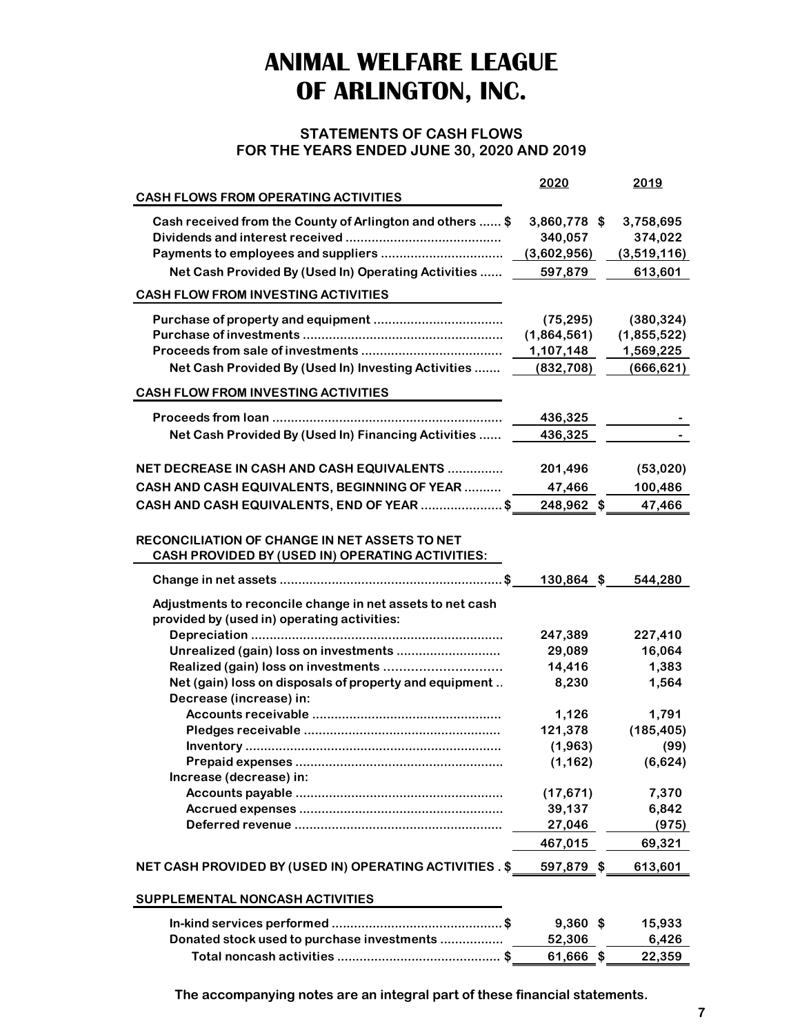# ANIMAL WELFARE LEAGUE OF ARLINGTON, INC.

## STATEMENTS OF CASH FLOWS
## FOR THE YEARS ENDED JUNE 30, 2020 AND 2019

| | 2020 | 2019 |
|---|---|---|
| **CASH FLOWS FROM OPERATING ACTIVITIES** | | |
| Cash received from the County of Arlington and others | $ 3,860,778 | $ 3,758,695 |
| Dividends and interest received | 340,057 | 374,022 |
| Payments to employees and suppliers | (3,602,956) | (3,519,116) |
| Net Cash Provided By (Used In) Operating Activities | 597,879 | 613,601 |
| **CASH FLOW FROM INVESTING ACTIVITIES** | | |
| Purchase of property and equipment | (75,295) | (380,324) |
| Purchase of investments | (1,864,561) | (1,855,522) |
| Proceeds from sale of investments | 1,107,148 | 1,569,225 |
| Net Cash Provided By (Used In) Investing Activities | (832,708) | (666,621) |
| **CASH FLOW FROM INVESTING ACTIVITIES** | | |
| Proceeds from loan | 436,325 | - |
| Net Cash Provided By (Used In) Financing Activities | 436,325 | - |
| NET DECREASE IN CASH AND CASH EQUIVALENTS | 201,496 | (53,020) |
| CASH AND CASH EQUIVALENTS, BEGINNING OF YEAR | 47,466 | 100,486 |
| CASH AND CASH EQUIVALENTS, END OF YEAR | $ 248,962 | $ 47,466 |
| **RECONCILIATION OF CHANGE IN NET ASSETS TO NET CASH PROVIDED BY (USED IN) OPERATING ACTIVITIES:** | | |
| Change in net assets | $ 130,864 | $ 544,280 |
| Adjustments to reconcile change in net assets to net cash provided by (used in) operating activities: | | |
| Depreciation | 247,389 | 227,410 |
| Unrealized (gain) loss on investments | 29,089 | 16,064 |
| Realized (gain) loss on investments | 14,416 | 1,383 |
| Net (gain) loss on disposals of property and equipment | 8,230 | 1,564 |
| Decrease (increase) in: | | |
| Accounts receivable | 1,126 | 1,791 |
| Pledges receivable | 121,378 | (185,405) |
| Inventory | (1,963) | (99) |
| Prepaid expenses | (1,162) | (6,624) |
| Increase (decrease) in: | | |
| Accounts payable | (17,671) | 7,370 |
| Accrued expenses | 39,137 | 6,842 |
| Deferred revenue | 27,046 | (975) |
| | 467,015 | 69,321 |
| NET CASH PROVIDED BY (USED IN) OPERATING ACTIVITIES | $ 597,879 | $ 613,601 |
| **SUPPLEMENTAL NONCASH ACTIVITIES** | | |
| In-kind services performed | $ 9,360 | $ 15,933 |
| Donated stock used to purchase investments | 52,306 | 6,426 |
| Total noncash activities | $ 61,666 | $ 22,359 |

The accompanying notes are an integral part of these financial statements.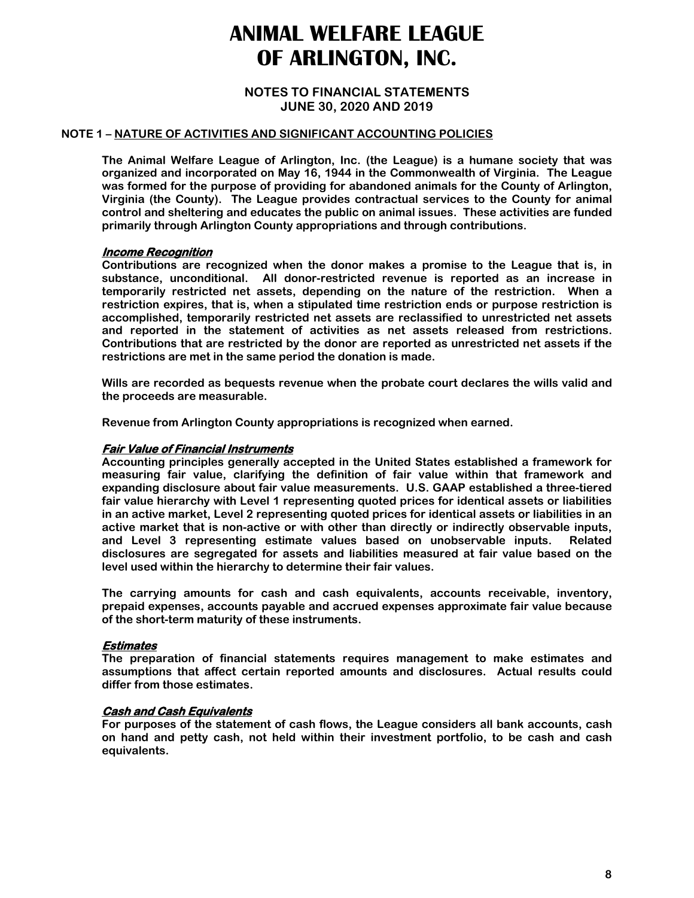# ANIMAL WELFARE LEAGUE OF ARLINGTON, INC.

## NOTES TO FINANCIAL STATEMENTS
## JUNE 30, 2020 AND 2019

**NOTE 1 – NATURE OF ACTIVITIES AND SIGNIFICANT ACCOUNTING POLICIES**

The Animal Welfare League of Arlington, Inc. (the League) is a humane society that was organized and incorporated on May 16, 1944 in the Commonwealth of Virginia. The League was formed for the purpose of providing for abandoned animals for the County of Arlington, Virginia (the County). The League provides contractual services to the County for animal control and sheltering and educates the public on animal issues. These activities are funded primarily through Arlington County appropriations and through contributions.

***Income Recognition***

Contributions are recognized when the donor makes a promise to the League that is, in substance, unconditional. All donor-restricted revenue is reported as an increase in temporarily restricted net assets, depending on the nature of the restriction. When a restriction expires, that is, when a stipulated time restriction ends or purpose restriction is accomplished, temporarily restricted net assets are reclassified to unrestricted net assets and reported in the statement of activities as net assets released from restrictions. Contributions that are restricted by the donor are reported as unrestricted net assets if the restrictions are met in the same period the donation is made.

Wills are recorded as bequests revenue when the probate court declares the wills valid and the proceeds are measurable.

Revenue from Arlington County appropriations is recognized when earned.

***Fair Value of Financial Instruments***

Accounting principles generally accepted in the United States established a framework for measuring fair value, clarifying the definition of fair value within that framework and expanding disclosure about fair value measurements. U.S. GAAP established a three-tiered fair value hierarchy with Level 1 representing quoted prices for identical assets or liabilities in an active market, Level 2 representing quoted prices for identical assets or liabilities in an active market that is non-active or with other than directly or indirectly observable inputs, and Level 3 representing estimate values based on unobservable inputs. Related disclosures are segregated for assets and liabilities measured at fair value based on the level used within the hierarchy to determine their fair values.

The carrying amounts for cash and cash equivalents, accounts receivable, inventory, prepaid expenses, accounts payable and accrued expenses approximate fair value because of the short-term maturity of these instruments.

***Estimates***

The preparation of financial statements requires management to make estimates and assumptions that affect certain reported amounts and disclosures. Actual results could differ from those estimates.

***Cash and Cash Equivalents***

For purposes of the statement of cash flows, the League considers all bank accounts, cash on hand and petty cash, not held within their investment portfolio, to be cash and cash equivalents.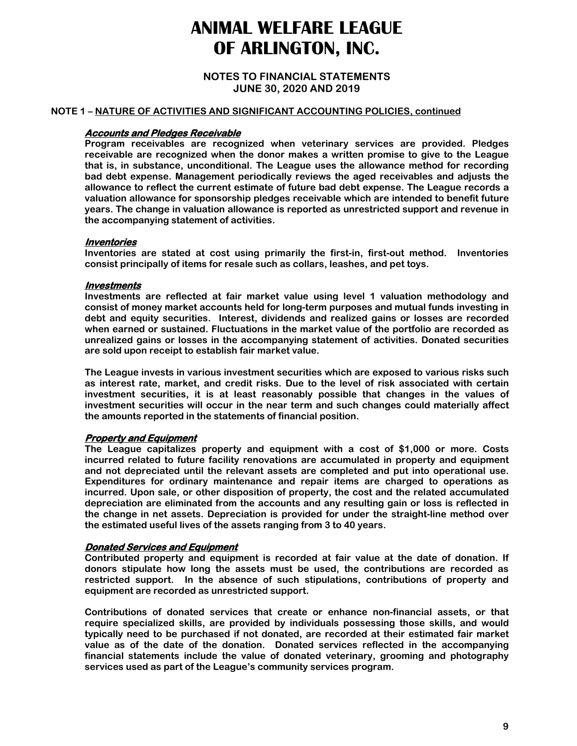# ANIMAL WELFARE LEAGUE OF ARLINGTON, INC.

**NOTES TO FINANCIAL STATEMENTS**
**JUNE 30, 2020 AND 2019**

**NOTE 1 – NATURE OF ACTIVITIES AND SIGNIFICANT ACCOUNTING POLICIES, continued**

***Accounts and Pledges Receivable***

**Program receivables are recognized when veterinary services are provided. Pledges receivable are recognized when the donor makes a written promise to give to the League that is, in substance, unconditional. The League uses the allowance method for recording bad debt expense. Management periodically reviews the aged receivables and adjusts the allowance to reflect the current estimate of future bad debt expense. The League records a valuation allowance for sponsorship pledges receivable which are intended to benefit future years. The change in valuation allowance is reported as unrestricted support and revenue in the accompanying statement of activities.**

***Inventories***

**Inventories are stated at cost using primarily the first-in, first-out method. Inventories consist principally of items for resale such as collars, leashes, and pet toys.**

***Investments***

**Investments are reflected at fair market value using level 1 valuation methodology and consist of money market accounts held for long-term purposes and mutual funds investing in debt and equity securities. Interest, dividends and realized gains or losses are recorded when earned or sustained. Fluctuations in the market value of the portfolio are recorded as unrealized gains or losses in the accompanying statement of activities. Donated securities are sold upon receipt to establish fair market value.**

**The League invests in various investment securities which are exposed to various risks such as interest rate, market, and credit risks. Due to the level of risk associated with certain investment securities, it is at least reasonably possible that changes in the values of investment securities will occur in the near term and such changes could materially affect the amounts reported in the statements of financial position.**

***Property and Equipment***

**The League capitalizes property and equipment with a cost of $1,000 or more. Costs incurred related to future facility renovations are accumulated in property and equipment and not depreciated until the relevant assets are completed and put into operational use. Expenditures for ordinary maintenance and repair items are charged to operations as incurred. Upon sale, or other disposition of property, the cost and the related accumulated depreciation are eliminated from the accounts and any resulting gain or loss is reflected in the change in net assets. Depreciation is provided for under the straight-line method over the estimated useful lives of the assets ranging from 3 to 40 years.**

***Donated Services and Equipment***

**Contributed property and equipment is recorded at fair value at the date of donation. If donors stipulate how long the assets must be used, the contributions are recorded as restricted support. In the absence of such stipulations, contributions of property and equipment are recorded as unrestricted support.**

**Contributions of donated services that create or enhance non-financial assets, or that require specialized skills, are provided by individuals possessing those skills, and would typically need to be purchased if not donated, are recorded at their estimated fair market value as of the date of the donation. Donated services reflected in the accompanying financial statements include the value of donated veterinary, grooming and photography services used as part of the League's community services program.**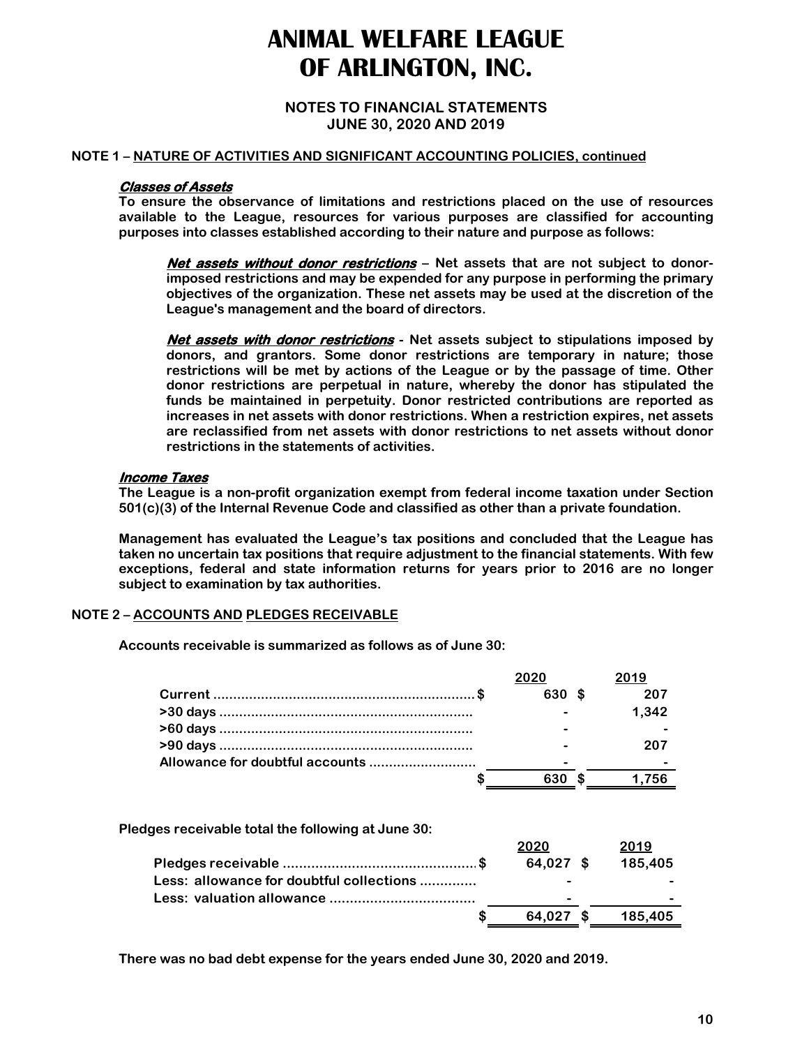# ANIMAL WELFARE LEAGUE OF ARLINGTON, INC.

**NOTES TO FINANCIAL STATEMENTS**
**JUNE 30, 2020 AND 2019**

**NOTE 1 – NATURE OF ACTIVITIES AND SIGNIFICANT ACCOUNTING POLICIES, continued**

***Classes of Assets***

To ensure the observance of limitations and restrictions placed on the use of resources available to the League, resources for various purposes are classified for accounting purposes into classes established according to their nature and purpose as follows:

***Net assets without donor restrictions*** – Net assets that are not subject to donor-imposed restrictions and may be expended for any purpose in performing the primary objectives of the organization. These net assets may be used at the discretion of the League's management and the board of directors.

***Net assets with donor restrictions*** - Net assets subject to stipulations imposed by donors, and grantors. Some donor restrictions are temporary in nature; those restrictions will be met by actions of the League or by the passage of time. Other donor restrictions are perpetual in nature, whereby the donor has stipulated the funds be maintained in perpetuity. Donor restricted contributions are reported as increases in net assets with donor restrictions. When a restriction expires, net assets are reclassified from net assets with donor restrictions to net assets without donor restrictions in the statements of activities.

***Income Taxes***

The League is a non-profit organization exempt from federal income taxation under Section 501(c)(3) of the Internal Revenue Code and classified as other than a private foundation.

Management has evaluated the League's tax positions and concluded that the League has taken no uncertain tax positions that require adjustment to the financial statements. With few exceptions, federal and state information returns for years prior to 2016 are no longer subject to examination by tax authorities.

**NOTE 2 – ACCOUNTS AND PLEDGES RECEIVABLE**

Accounts receivable is summarized as follows as of June 30:

| | 2020 | 2019 |
|---|---|---|
| Current | $ 630 | $ 207 |
| >30 days | - | 1,342 |
| >60 days | - | - |
| >90 days | - | 207 |
| Allowance for doubtful accounts | - | - |
| | $ 630 | $ 1,756 |

Pledges receivable total the following at June 30:

| | 2020 | 2019 |
|---|---|---|
| Pledges receivable | $ 64,027 | $ 185,405 |
| Less: allowance for doubtful collections | - | - |
| Less: valuation allowance | - | - |
| | $ 64,027 | $ 185,405 |

There was no bad debt expense for the years ended June 30, 2020 and 2019.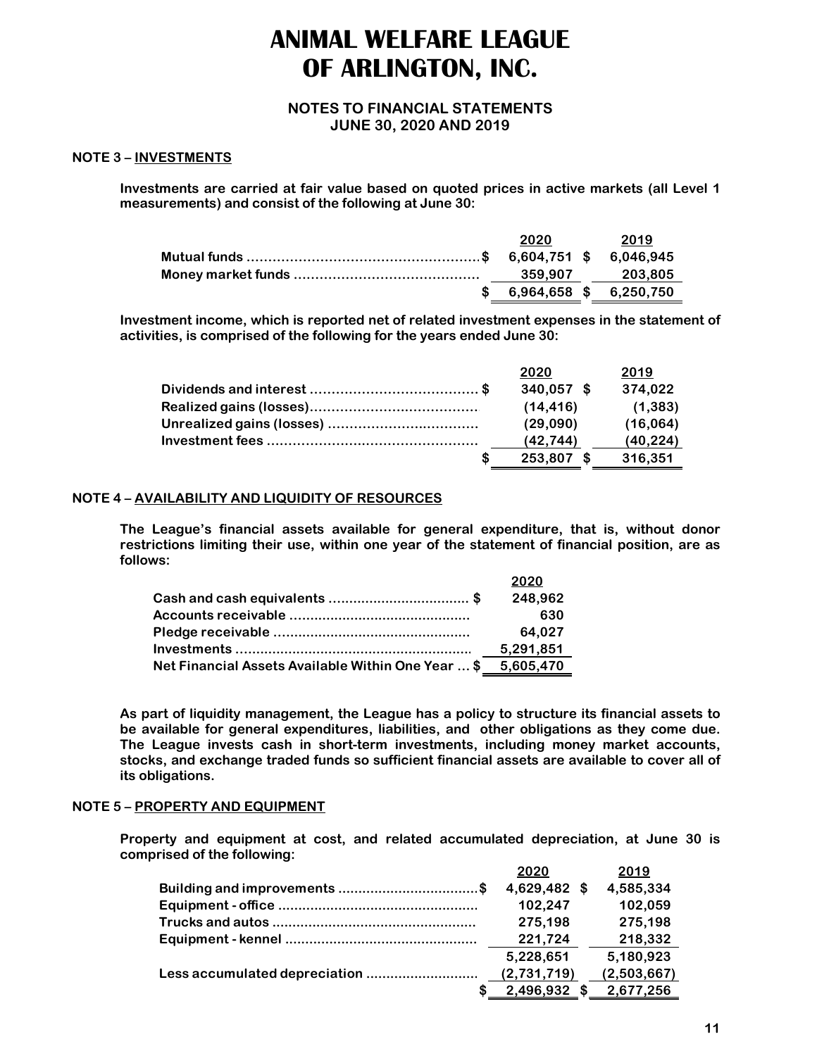# ANIMAL WELFARE LEAGUE OF ARLINGTON, INC.

## NOTES TO FINANCIAL STATEMENTS
## JUNE 30, 2020 AND 2019

### NOTE 3 – INVESTMENTS

Investments are carried at fair value based on quoted prices in active markets (all Level 1 measurements) and consist of the following at June 30:

| | 2020 | 2019 |
|---|---|---|
| Mutual funds | $ 6,604,751 | $ 6,046,945 |
| Money market funds | 359,907 | 203,805 |
| | $ 6,964,658 | $ 6,250,750 |

Investment income, which is reported net of related investment expenses in the statement of activities, is comprised of the following for the years ended June 30:

| | 2020 | 2019 |
|---|---|---|
| Dividends and interest | $ 340,057 | $ 374,022 |
| Realized gains (losses) | (14,416) | (1,383) |
| Unrealized gains (losses) | (29,090) | (16,064) |
| Investment fees | (42,744) | (40,224) |
| | $ 253,807 | $ 316,351 |

### NOTE 4 – AVAILABILITY AND LIQUIDITY OF RESOURCES

The League's financial assets available for general expenditure, that is, without donor restrictions limiting their use, within one year of the statement of financial position, are as follows:

| | 2020 |
|---|---|
| Cash and cash equivalents | $ 248,962 |
| Accounts receivable | 630 |
| Pledge receivable | 64,027 |
| Investments | 5,291,851 |
| Net Financial Assets Available Within One Year | $ 5,605,470 |

As part of liquidity management, the League has a policy to structure its financial assets to be available for general expenditures, liabilities, and other obligations as they come due. The League invests cash in short-term investments, including money market accounts, stocks, and exchange traded funds so sufficient financial assets are available to cover all of its obligations.

### NOTE 5 – PROPERTY AND EQUIPMENT

Property and equipment at cost, and related accumulated depreciation, at June 30 is comprised of the following:

| | 2020 | 2019 |
|---|---|---|
| Building and improvements | $ 4,629,482 | $ 4,585,334 |
| Equipment - office | 102,247 | 102,059 |
| Trucks and autos | 275,198 | 275,198 |
| Equipment - kennel | 221,724 | 218,332 |
| | 5,228,651 | 5,180,923 |
| Less accumulated depreciation | (2,731,719) | (2,503,667) |
| | $ 2,496,932 | $ 2,677,256 |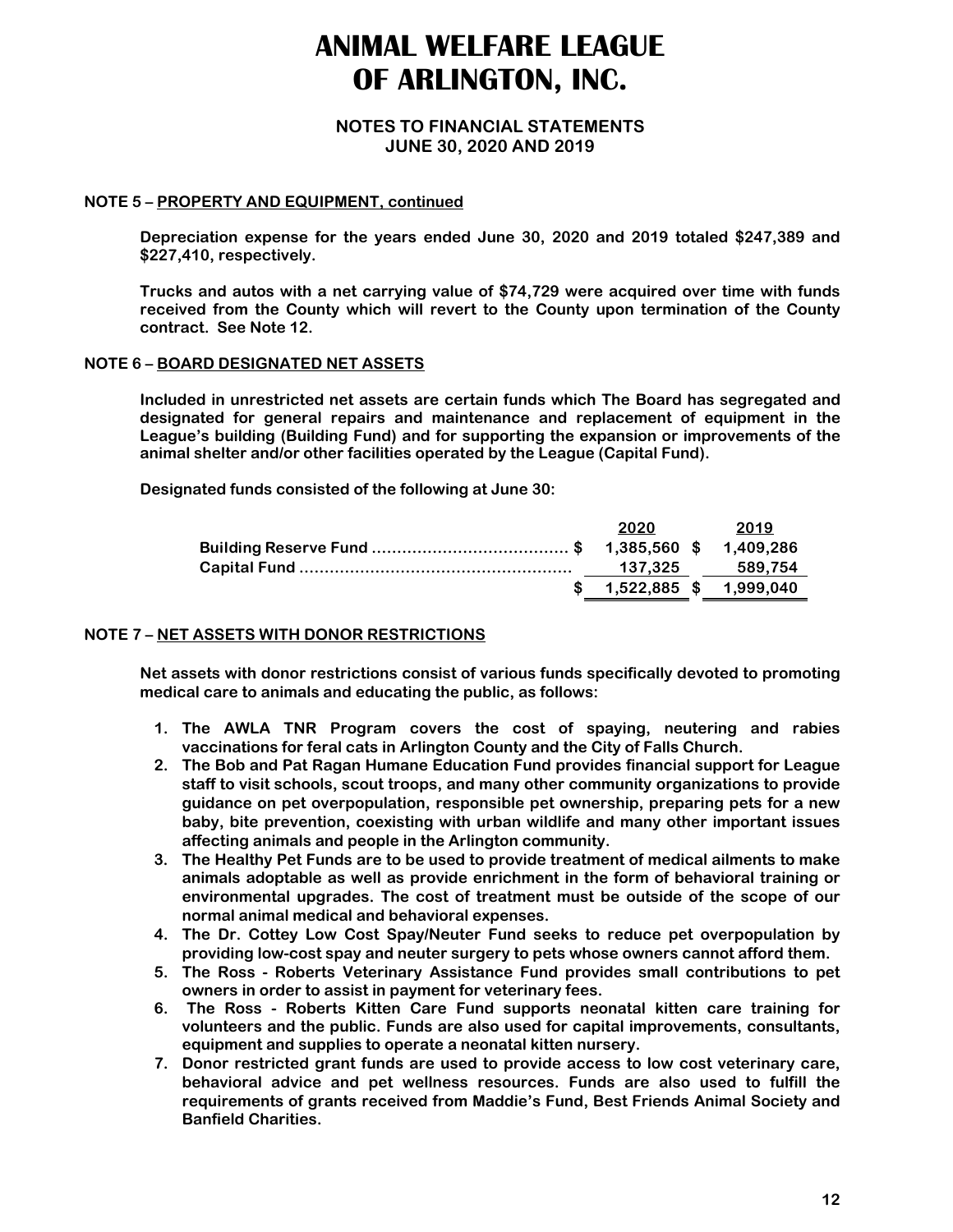# ANIMAL WELFARE LEAGUE OF ARLINGTON, INC.

## NOTES TO FINANCIAL STATEMENTS
## JUNE 30, 2020 AND 2019

### NOTE 5 – PROPERTY AND EQUIPMENT, continued

Depreciation expense for the years ended June 30, 2020 and 2019 totaled $247,389 and $227,410, respectively.

Trucks and autos with a net carrying value of $74,729 were acquired over time with funds received from the County which will revert to the County upon termination of the County contract. See Note 12.

### NOTE 6 – BOARD DESIGNATED NET ASSETS

Included in unrestricted net assets are certain funds which The Board has segregated and designated for general repairs and maintenance and replacement of equipment in the League's building (Building Fund) and for supporting the expansion or improvements of the animal shelter and/or other facilities operated by the League (Capital Fund).

Designated funds consisted of the following at June 30:

| | 2020 | 2019 |
|---|---|---|
| Building Reserve Fund | $ 1,385,560 | $ 1,409,286 |
| Capital Fund | 137,325 | 589,754 |
| | $ 1,522,885 | $ 1,999,040 |

### NOTE 7 – NET ASSETS WITH DONOR RESTRICTIONS

Net assets with donor restrictions consist of various funds specifically devoted to promoting medical care to animals and educating the public, as follows:

1. The AWLA TNR Program covers the cost of spaying, neutering and rabies vaccinations for feral cats in Arlington County and the City of Falls Church.
2. The Bob and Pat Ragan Humane Education Fund provides financial support for League staff to visit schools, scout troops, and many other community organizations to provide guidance on pet overpopulation, responsible pet ownership, preparing pets for a new baby, bite prevention, coexisting with urban wildlife and many other important issues affecting animals and people in the Arlington community.
3. The Healthy Pet Funds are to be used to provide treatment of medical ailments to make animals adoptable as well as provide enrichment in the form of behavioral training or environmental upgrades. The cost of treatment must be outside of the scope of our normal animal medical and behavioral expenses.
4. The Dr. Cottey Low Cost Spay/Neuter Fund seeks to reduce pet overpopulation by providing low-cost spay and neuter surgery to pets whose owners cannot afford them.
5. The Ross - Roberts Veterinary Assistance Fund provides small contributions to pet owners in order to assist in payment for veterinary fees.
6. The Ross - Roberts Kitten Care Fund supports neonatal kitten care training for volunteers and the public. Funds are also used for capital improvements, consultants, equipment and supplies to operate a neonatal kitten nursery.
7. Donor restricted grant funds are used to provide access to low cost veterinary care, behavioral advice and pet wellness resources. Funds are also used to fulfill the requirements of grants received from Maddie's Fund, Best Friends Animal Society and Banfield Charities.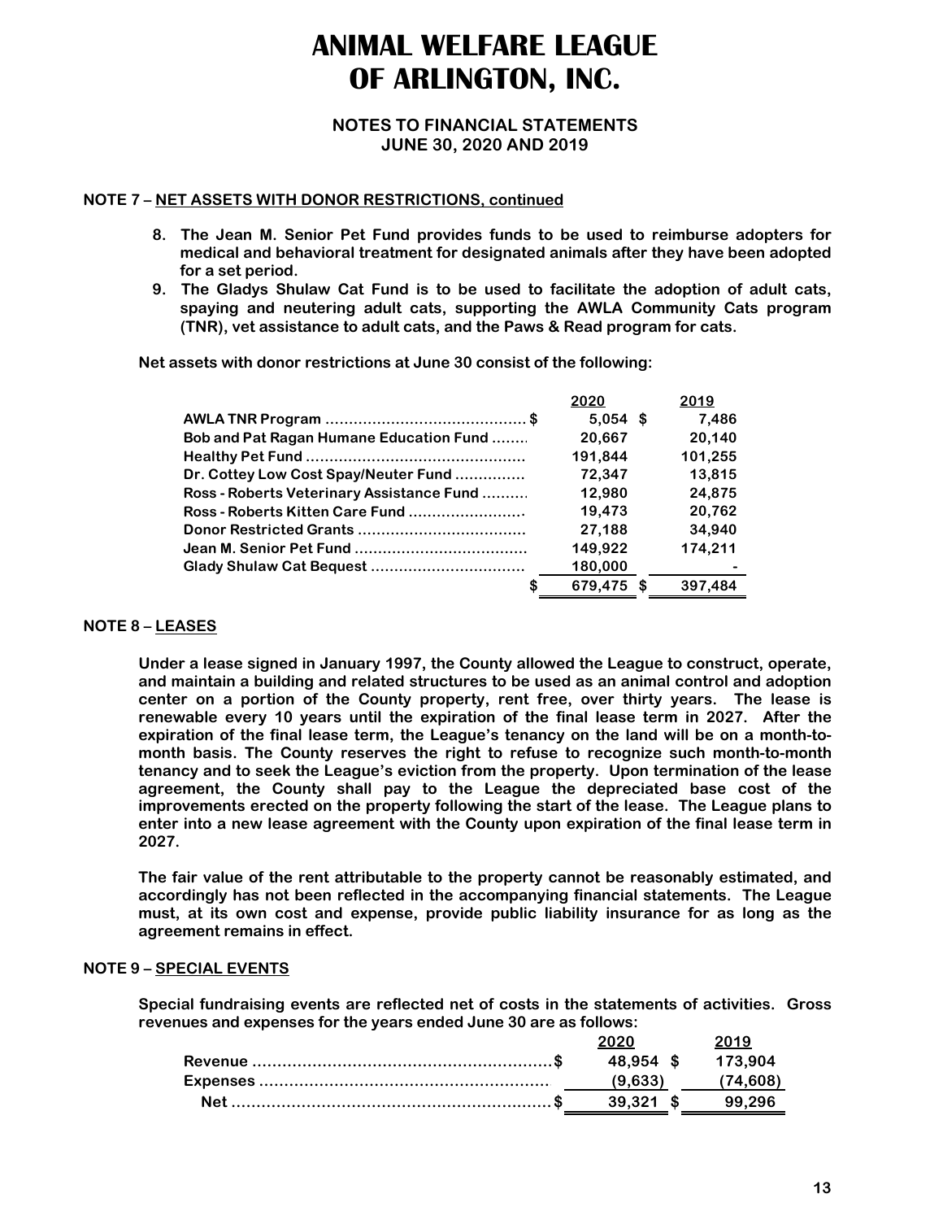# ANIMAL WELFARE LEAGUE OF ARLINGTON, INC.

**NOTES TO FINANCIAL STATEMENTS**
**JUNE 30, 2020 AND 2019**

**NOTE 7 – NET ASSETS WITH DONOR RESTRICTIONS, continued**

8. **The Jean M. Senior Pet Fund provides funds to be used to reimburse adopters for medical and behavioral treatment for designated animals after they have been adopted for a set period.**
9. **The Gladys Shulaw Cat Fund is to be used to facilitate the adoption of adult cats, spaying and neutering adult cats, supporting the AWLA Community Cats program (TNR), vet assistance to adult cats, and the Paws & Read program for cats.**

**Net assets with donor restrictions at June 30 consist of the following:**

| | 2020 | 2019 |
|---|---|---|
| AWLA TNR Program | $ 5,054 | $ 7,486 |
| Bob and Pat Ragan Humane Education Fund | 20,667 | 20,140 |
| Healthy Pet Fund | 191,844 | 101,255 |
| Dr. Cottey Low Cost Spay/Neuter Fund | 72,347 | 13,815 |
| Ross - Roberts Veterinary Assistance Fund | 12,980 | 24,875 |
| Ross - Roberts Kitten Care Fund | 19,473 | 20,762 |
| Donor Restricted Grants | 27,188 | 34,940 |
| Jean M. Senior Pet Fund | 149,922 | 174,211 |
| Glady Shulaw Cat Bequest | 180,000 | - |
| | $ 679,475 | $ 397,484 |

**NOTE 8 – LEASES**

**Under a lease signed in January 1997, the County allowed the League to construct, operate, and maintain a building and related structures to be used as an animal control and adoption center on a portion of the County property, rent free, over thirty years. The lease is renewable every 10 years until the expiration of the final lease term in 2027. After the expiration of the final lease term, the League's tenancy on the land will be on a month-to-month basis. The County reserves the right to refuse to recognize such month-to-month tenancy and to seek the League's eviction from the property. Upon termination of the lease agreement, the County shall pay to the League the depreciated base cost of the improvements erected on the property following the start of the lease. The League plans to enter into a new lease agreement with the County upon expiration of the final lease term in 2027.**

**The fair value of the rent attributable to the property cannot be reasonably estimated, and accordingly has not been reflected in the accompanying financial statements. The League must, at its own cost and expense, provide public liability insurance for as long as the agreement remains in effect.**

**NOTE 9 – SPECIAL EVENTS**

**Special fundraising events are reflected net of costs in the statements of activities. Gross revenues and expenses for the years ended June 30 are as follows:**

| | 2020 | 2019 |
|---|---|---|
| Revenue | $ 48,954 | $ 173,904 |
| Expenses | (9,633) | (74,608) |
| Net | $ 39,321 | $ 99,296 |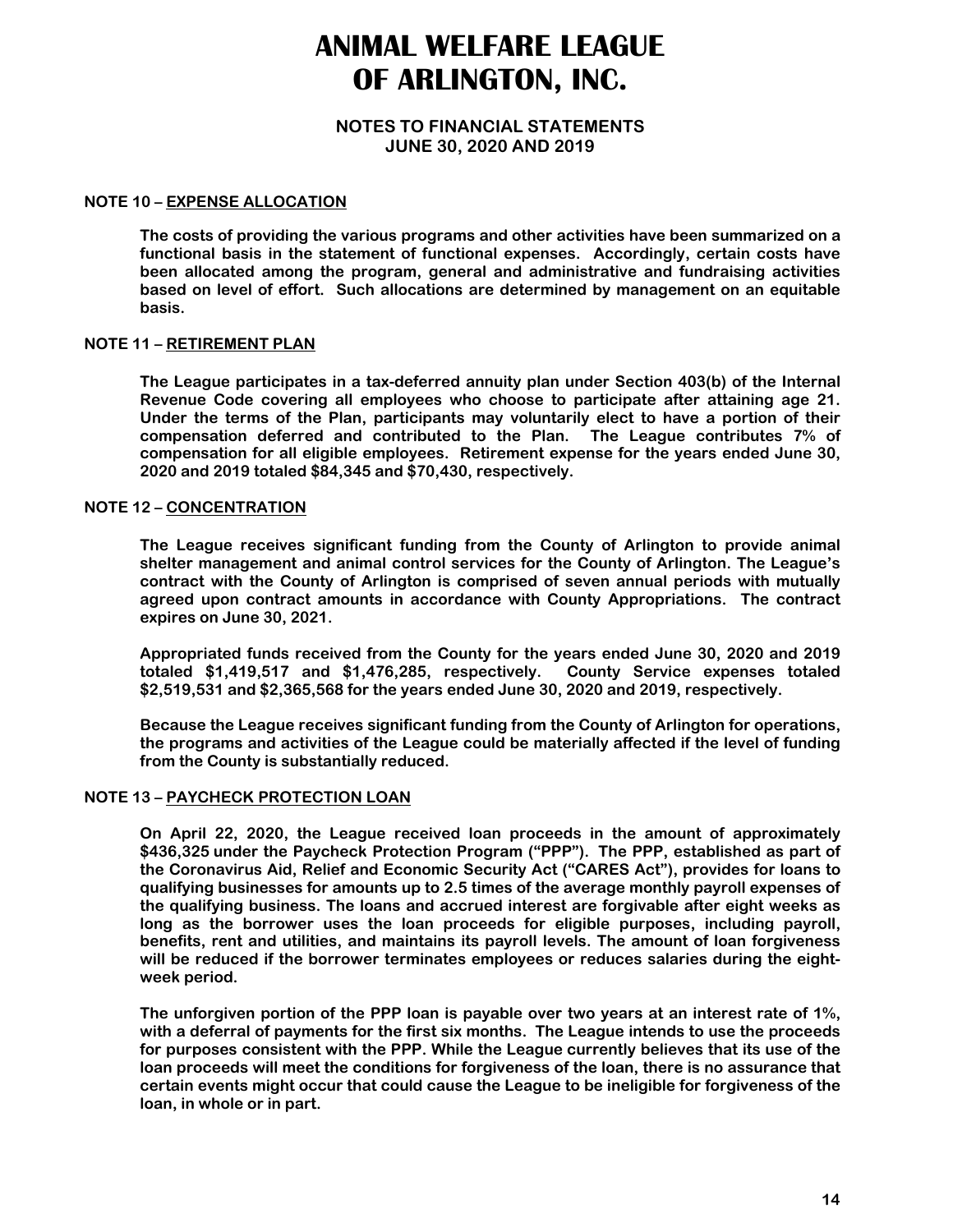# ANIMAL WELFARE LEAGUE OF ARLINGTON, INC.

## NOTES TO FINANCIAL STATEMENTS
## JUNE 30, 2020 AND 2019

**NOTE 10 – EXPENSE ALLOCATION**

The costs of providing the various programs and other activities have been summarized on a functional basis in the statement of functional expenses. Accordingly, certain costs have been allocated among the program, general and administrative and fundraising activities based on level of effort. Such allocations are determined by management on an equitable basis.

**NOTE 11 – RETIREMENT PLAN**

The League participates in a tax-deferred annuity plan under Section 403(b) of the Internal Revenue Code covering all employees who choose to participate after attaining age 21. Under the terms of the Plan, participants may voluntarily elect to have a portion of their compensation deferred and contributed to the Plan. The League contributes 7% of compensation for all eligible employees. Retirement expense for the years ended June 30, 2020 and 2019 totaled $84,345 and $70,430, respectively.

**NOTE 12 – CONCENTRATION**

The League receives significant funding from the County of Arlington to provide animal shelter management and animal control services for the County of Arlington. The League's contract with the County of Arlington is comprised of seven annual periods with mutually agreed upon contract amounts in accordance with County Appropriations. The contract expires on June 30, 2021.

Appropriated funds received from the County for the years ended June 30, 2020 and 2019 totaled $1,419,517 and $1,476,285, respectively. County Service expenses totaled $2,519,531 and $2,365,568 for the years ended June 30, 2020 and 2019, respectively.

Because the League receives significant funding from the County of Arlington for operations, the programs and activities of the League could be materially affected if the level of funding from the County is substantially reduced.

**NOTE 13 – PAYCHECK PROTECTION LOAN**

On April 22, 2020, the League received loan proceeds in the amount of approximately $436,325 under the Paycheck Protection Program ("PPP"). The PPP, established as part of the Coronavirus Aid, Relief and Economic Security Act ("CARES Act"), provides for loans to qualifying businesses for amounts up to 2.5 times of the average monthly payroll expenses of the qualifying business. The loans and accrued interest are forgivable after eight weeks as long as the borrower uses the loan proceeds for eligible purposes, including payroll, benefits, rent and utilities, and maintains its payroll levels. The amount of loan forgiveness will be reduced if the borrower terminates employees or reduces salaries during the eight-week period.

The unforgiven portion of the PPP loan is payable over two years at an interest rate of 1%, with a deferral of payments for the first six months. The League intends to use the proceeds for purposes consistent with the PPP. While the League currently believes that its use of the loan proceeds will meet the conditions for forgiveness of the loan, there is no assurance that certain events might occur that could cause the League to be ineligible for forgiveness of the loan, in whole or in part.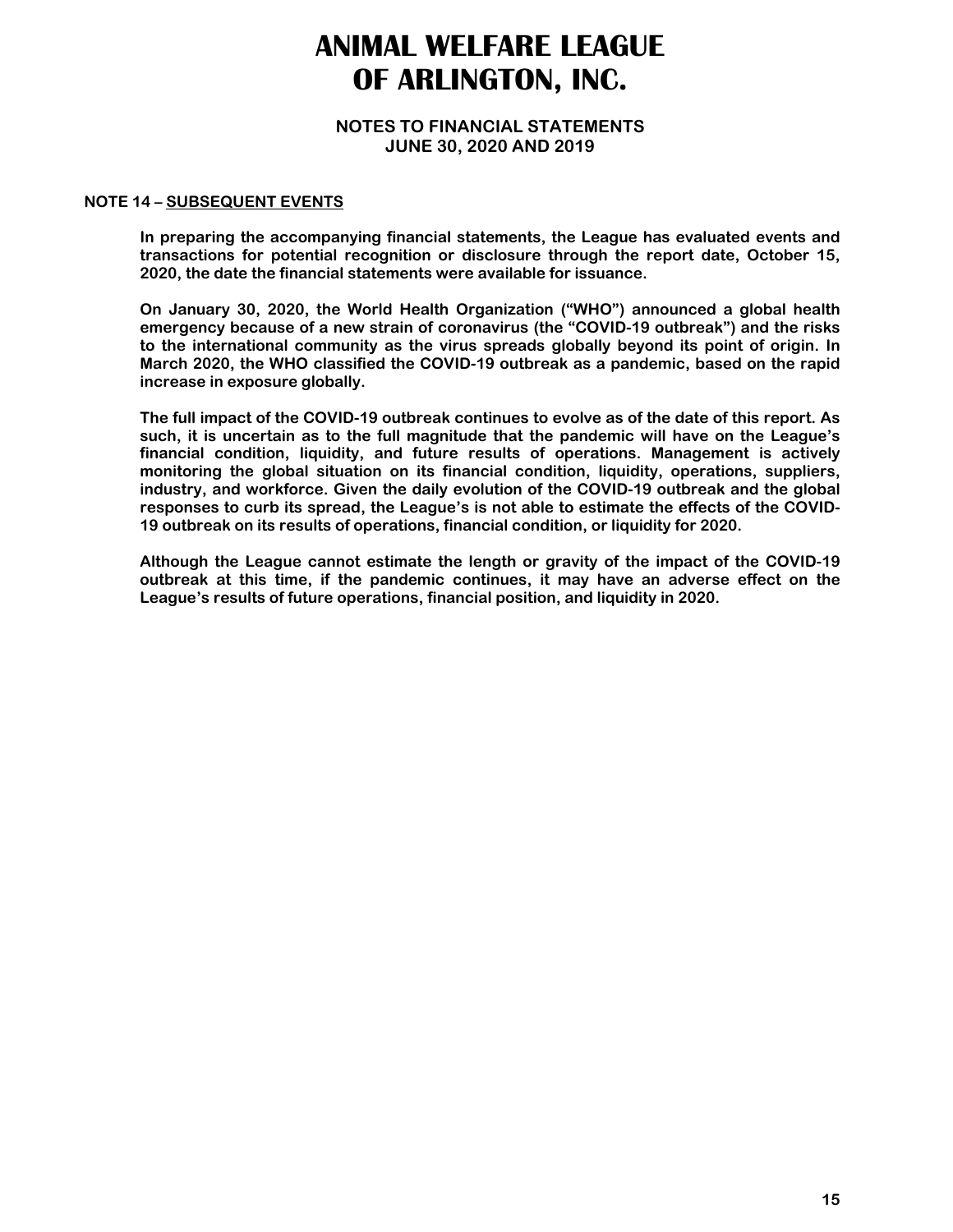# ANIMAL WELFARE LEAGUE OF ARLINGTON, INC.

## NOTES TO FINANCIAL STATEMENTS
## JUNE 30, 2020 AND 2019

**NOTE 14 – SUBSEQUENT EVENTS**

In preparing the accompanying financial statements, the League has evaluated events and transactions for potential recognition or disclosure through the report date, October 15, 2020, the date the financial statements were available for issuance.

On January 30, 2020, the World Health Organization ("WHO") announced a global health emergency because of a new strain of coronavirus (the "COVID-19 outbreak") and the risks to the international community as the virus spreads globally beyond its point of origin. In March 2020, the WHO classified the COVID-19 outbreak as a pandemic, based on the rapid increase in exposure globally.

The full impact of the COVID-19 outbreak continues to evolve as of the date of this report. As such, it is uncertain as to the full magnitude that the pandemic will have on the League's financial condition, liquidity, and future results of operations. Management is actively monitoring the global situation on its financial condition, liquidity, operations, suppliers, industry, and workforce. Given the daily evolution of the COVID-19 outbreak and the global responses to curb its spread, the League's is not able to estimate the effects of the COVID-19 outbreak on its results of operations, financial condition, or liquidity for 2020.

Although the League cannot estimate the length or gravity of the impact of the COVID-19 outbreak at this time, if the pandemic continues, it may have an adverse effect on the League's results of future operations, financial position, and liquidity in 2020.